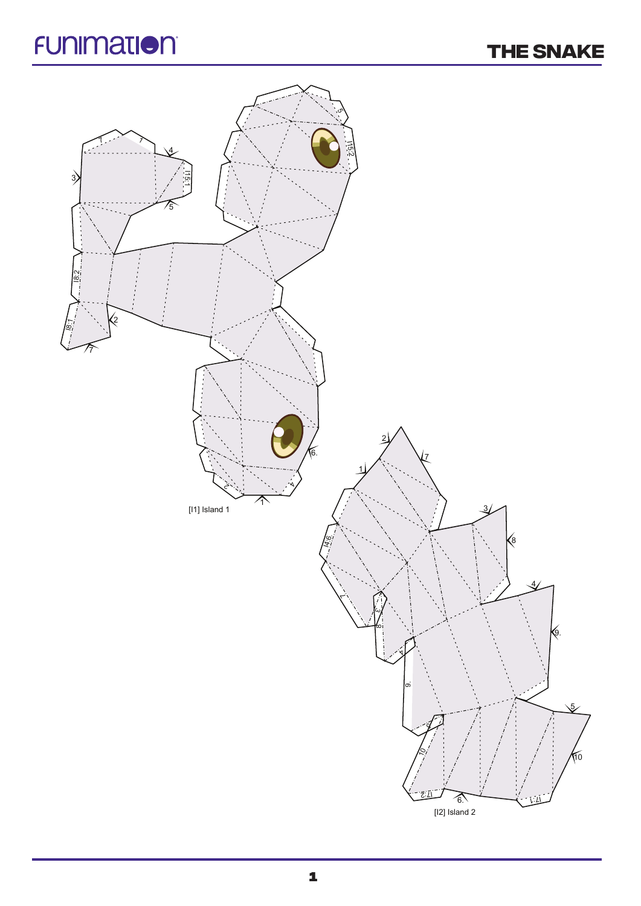# THE SNAKE

[I1] Island 1

[I2] Island 2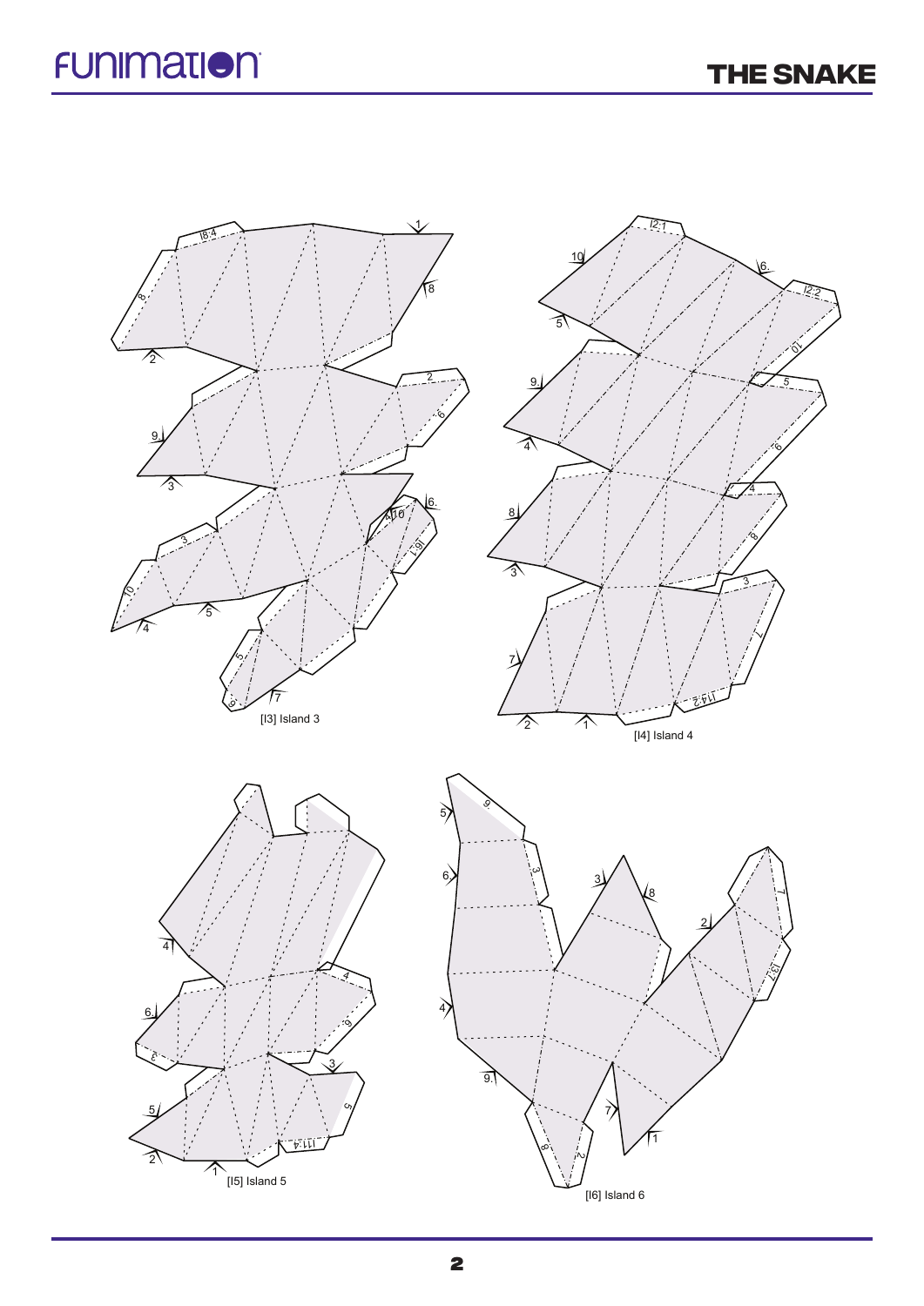[I3] Island 3

[I4] Island 4

[I5] Island 5

[I6] Island 6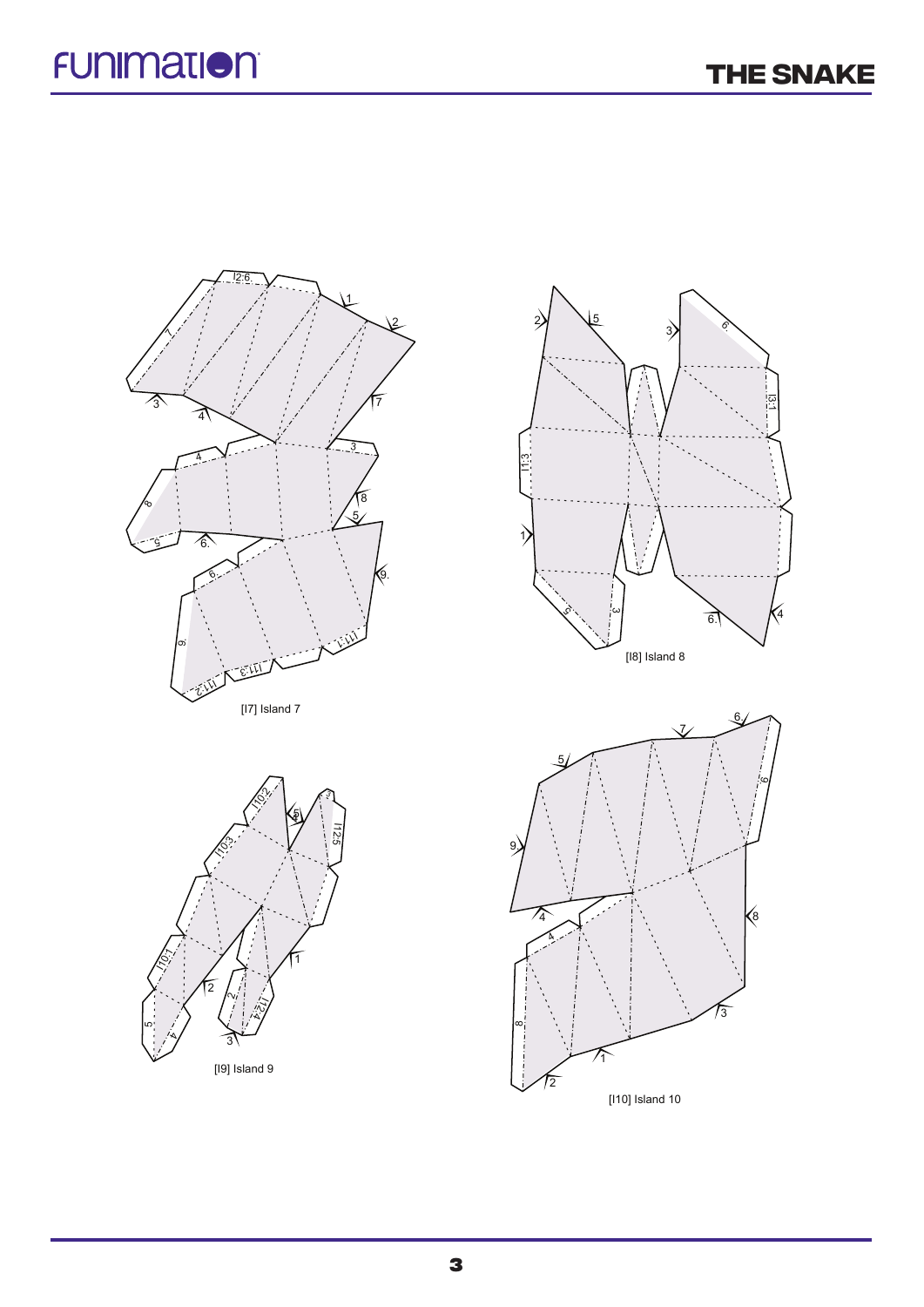[I7] Island 7

[I8] Island 8

[I9] Island 9

[I10] Island 10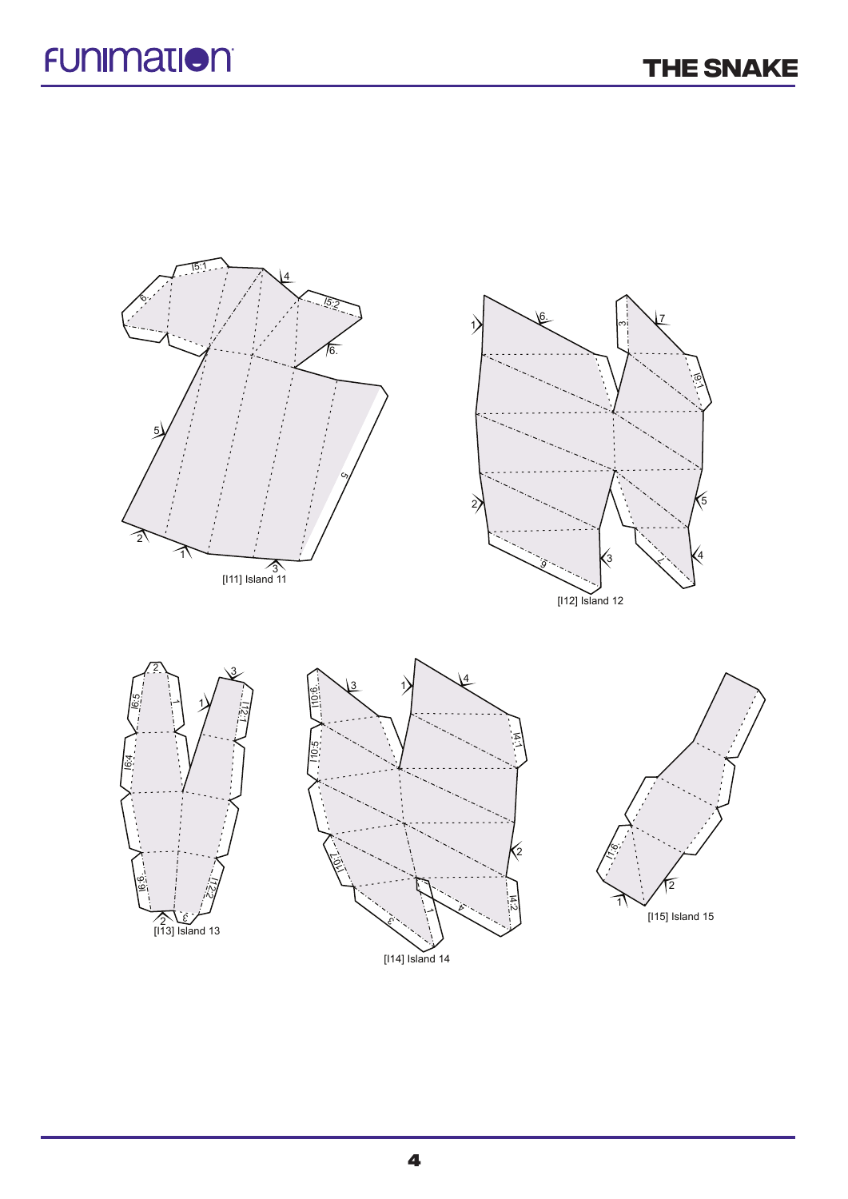[I11] Island 11

[I12] Island 12

[I13] Island 13

[I14] Island 14

[I15] Island 15